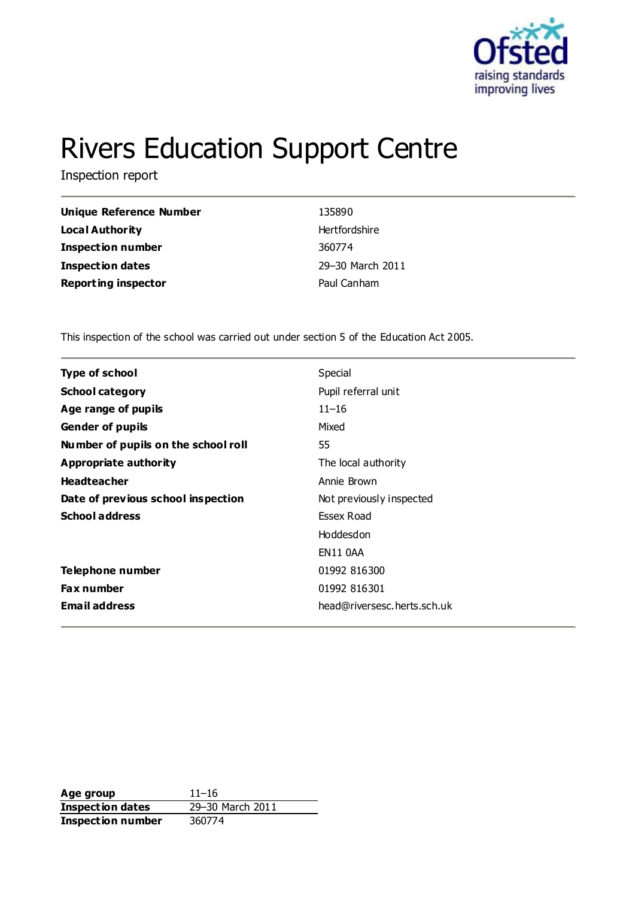# Rivers Education Support Centre

Inspection report

| | |
|---|---|
| **Unique Reference Number** | 135890 |
| **Local Authority** | Hertfordshire |
| **Inspection number** | 360774 |
| **Inspection dates** | 29–30 March 2011 |
| **Reporting inspector** | Paul Canham |

This inspection of the school was carried out under section 5 of the Education Act 2005.

| | |
|---|---|
| **Type of school** | Special |
| **School category** | Pupil referral unit |
| **Age range of pupils** | 11–16 |
| **Gender of pupils** | Mixed |
| **Number of pupils on the school roll** | 55 |
| **Appropriate authority** | The local authority |
| **Headteacher** | Annie Brown |
| **Date of previous school inspection** | Not previously inspected |
| **School address** | Essex Road<br>Hoddesdon<br>EN11 0AA |
| **Telephone number** | 01992 816300 |
| **Fax number** | 01992 816301 |
| **Email address** | head@riversesc.herts.sch.uk |

| | |
|---|---|
| **Age group** | 11–16 |
| **Inspection dates** | 29–30 March 2011 |
| **Inspection number** | 360774 |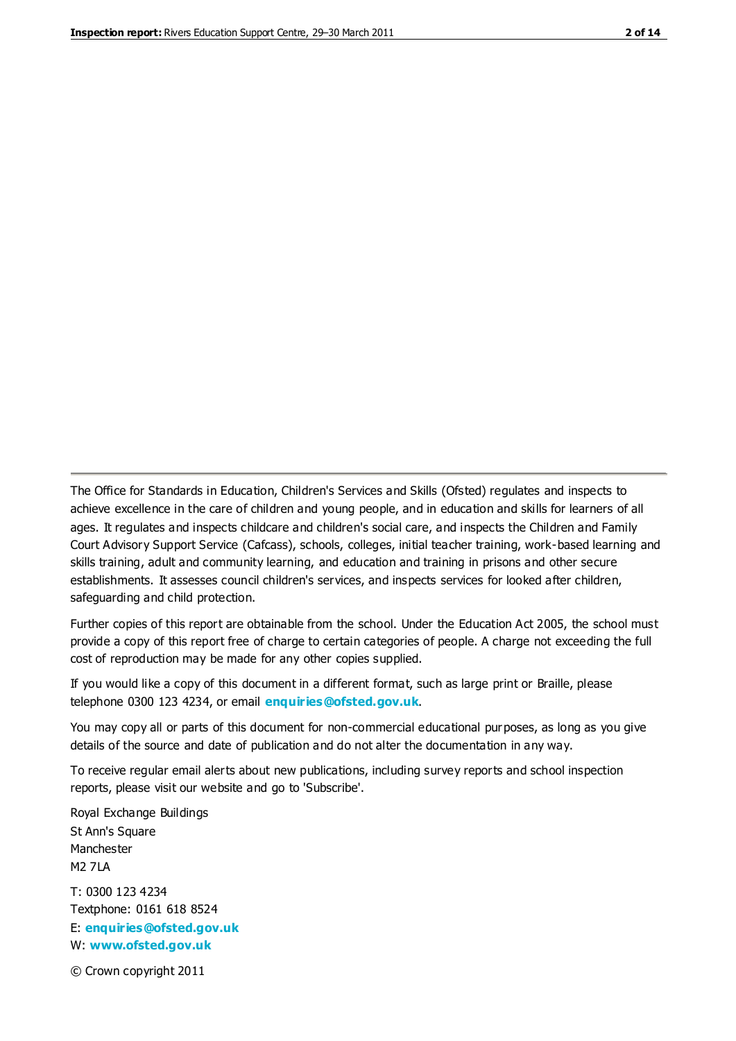The Office for Standards in Education, Children's Services and Skills (Ofsted) regulates and inspects to achieve excellence in the care of children and young people, and in education and skills for learners of all ages. It regulates and inspects childcare and children's social care, and inspects the Children and Family Court Advisory Support Service (Cafcass), schools, colleges, initial teacher training, work-based learning and skills training, adult and community learning, and education and training in prisons and other secure establishments. It assesses council children's services, and inspects services for looked after children, safeguarding and child protection.

Further copies of this report are obtainable from the school. Under the Education Act 2005, the school must provide a copy of this report free of charge to certain categories of people. A charge not exceeding the full cost of reproduction may be made for any other copies supplied.

If you would like a copy of this document in a different format, such as large print or Braille, please telephone 0300 123 4234, or email **enquiries@ofsted.gov.uk**.

You may copy all or parts of this document for non-commercial educational purposes, as long as you give details of the source and date of publication and do not alter the documentation in any way.

To receive regular email alerts about new publications, including survey reports and school inspection reports, please visit our website and go to 'Subscribe'.

Royal Exchange Buildings
St Ann's Square
Manchester
M2 7LA

T: 0300 123 4234
Textphone: 0161 618 8524
E: **enquiries@ofsted.gov.uk**
W: **www.ofsted.gov.uk**

© Crown copyright 2011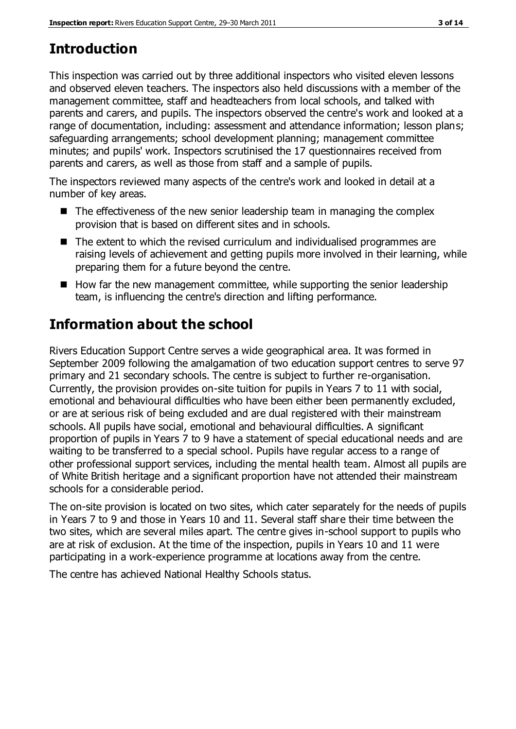# Introduction

This inspection was carried out by three additional inspectors who visited eleven lessons and observed eleven teachers. The inspectors also held discussions with a member of the management committee, staff and headteachers from local schools, and talked with parents and carers, and pupils. The inspectors observed the centre's work and looked at a range of documentation, including: assessment and attendance information; lesson plans; safeguarding arrangements; school development planning; management committee minutes; and pupils' work. Inspectors scrutinised the 17 questionnaires received from parents and carers, as well as those from staff and a sample of pupils.

The inspectors reviewed many aspects of the centre's work and looked in detail at a number of key areas.

- The effectiveness of the new senior leadership team in managing the complex provision that is based on different sites and in schools.
- The extent to which the revised curriculum and individualised programmes are raising levels of achievement and getting pupils more involved in their learning, while preparing them for a future beyond the centre.
- How far the new management committee, while supporting the senior leadership team, is influencing the centre's direction and lifting performance.

# Information about the school

Rivers Education Support Centre serves a wide geographical area. It was formed in September 2009 following the amalgamation of two education support centres to serve 97 primary and 21 secondary schools. The centre is subject to further re-organisation. Currently, the provision provides on-site tuition for pupils in Years 7 to 11 with social, emotional and behavioural difficulties who have been either been permanently excluded, or are at serious risk of being excluded and are dual registered with their mainstream schools. All pupils have social, emotional and behavioural difficulties. A significant proportion of pupils in Years 7 to 9 have a statement of special educational needs and are waiting to be transferred to a special school. Pupils have regular access to a range of other professional support services, including the mental health team. Almost all pupils are of White British heritage and a significant proportion have not attended their mainstream schools for a considerable period.

The on-site provision is located on two sites, which cater separately for the needs of pupils in Years 7 to 9 and those in Years 10 and 11. Several staff share their time between the two sites, which are several miles apart. The centre gives in-school support to pupils who are at risk of exclusion. At the time of the inspection, pupils in Years 10 and 11 were participating in a work-experience programme at locations away from the centre.

The centre has achieved National Healthy Schools status.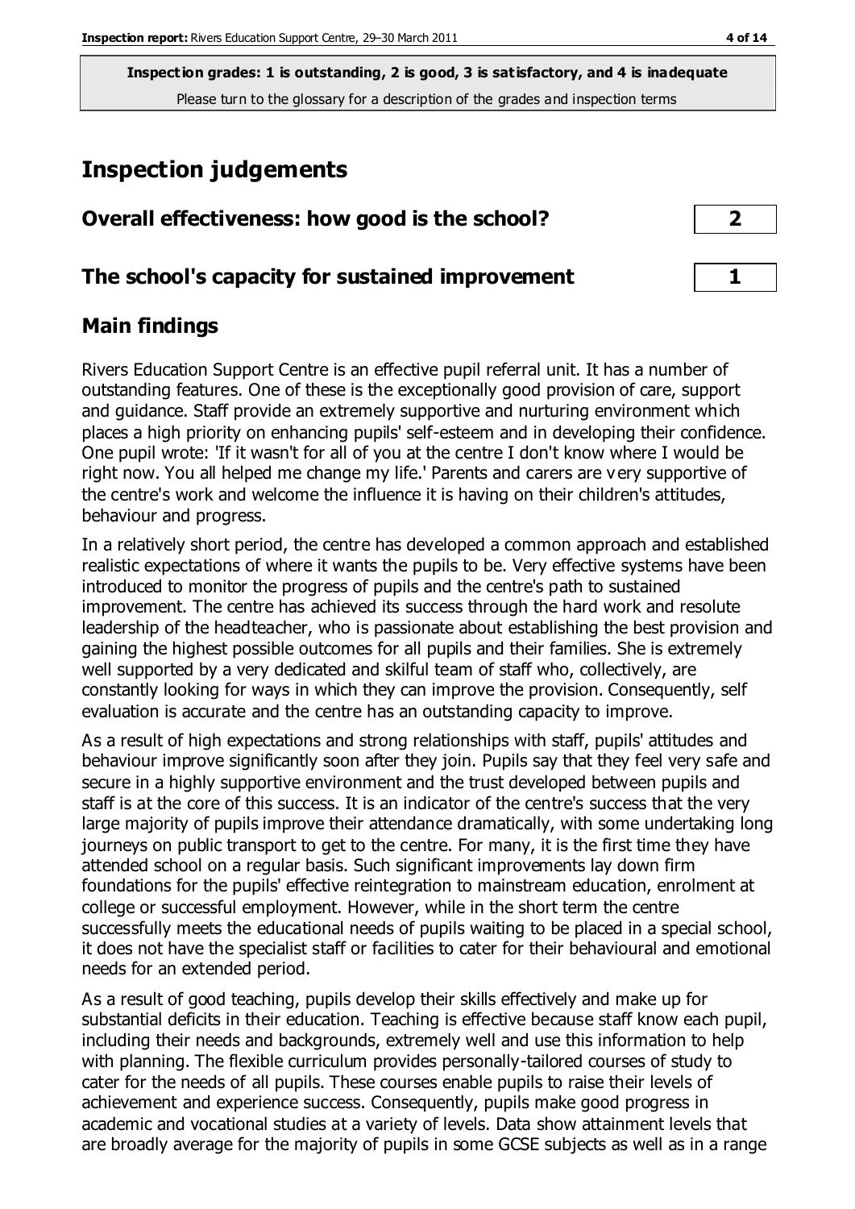Inspection grades: 1 is outstanding, 2 is good, 3 is satisfactory, and 4 is inadequate
Please turn to the glossary for a description of the grades and inspection terms

# Inspection judgements

## Overall effectiveness: how good is the school? 2

## The school's capacity for sustained improvement 1

## Main findings

Rivers Education Support Centre is an effective pupil referral unit. It has a number of outstanding features. One of these is the exceptionally good provision of care, support and guidance. Staff provide an extremely supportive and nurturing environment which places a high priority on enhancing pupils' self-esteem and in developing their confidence. One pupil wrote: 'If it wasn't for all of you at the centre I don't know where I would be right now. You all helped me change my life.' Parents and carers are very supportive of the centre's work and welcome the influence it is having on their children's attitudes, behaviour and progress.

In a relatively short period, the centre has developed a common approach and established realistic expectations of where it wants the pupils to be. Very effective systems have been introduced to monitor the progress of pupils and the centre's path to sustained improvement. The centre has achieved its success through the hard work and resolute leadership of the headteacher, who is passionate about establishing the best provision and gaining the highest possible outcomes for all pupils and their families. She is extremely well supported by a very dedicated and skilful team of staff who, collectively, are constantly looking for ways in which they can improve the provision. Consequently, self evaluation is accurate and the centre has an outstanding capacity to improve.

As a result of high expectations and strong relationships with staff, pupils' attitudes and behaviour improve significantly soon after they join. Pupils say that they feel very safe and secure in a highly supportive environment and the trust developed between pupils and staff is at the core of this success. It is an indicator of the centre's success that the very large majority of pupils improve their attendance dramatically, with some undertaking long journeys on public transport to get to the centre. For many, it is the first time they have attended school on a regular basis. Such significant improvements lay down firm foundations for the pupils' effective reintegration to mainstream education, enrolment at college or successful employment. However, while in the short term the centre successfully meets the educational needs of pupils waiting to be placed in a special school, it does not have the specialist staff or facilities to cater for their behavioural and emotional needs for an extended period.

As a result of good teaching, pupils develop their skills effectively and make up for substantial deficits in their education. Teaching is effective because staff know each pupil, including their needs and backgrounds, extremely well and use this information to help with planning. The flexible curriculum provides personally-tailored courses of study to cater for the needs of all pupils. These courses enable pupils to raise their levels of achievement and experience success. Consequently, pupils make good progress in academic and vocational studies at a variety of levels. Data show attainment levels that are broadly average for the majority of pupils in some GCSE subjects as well as in a range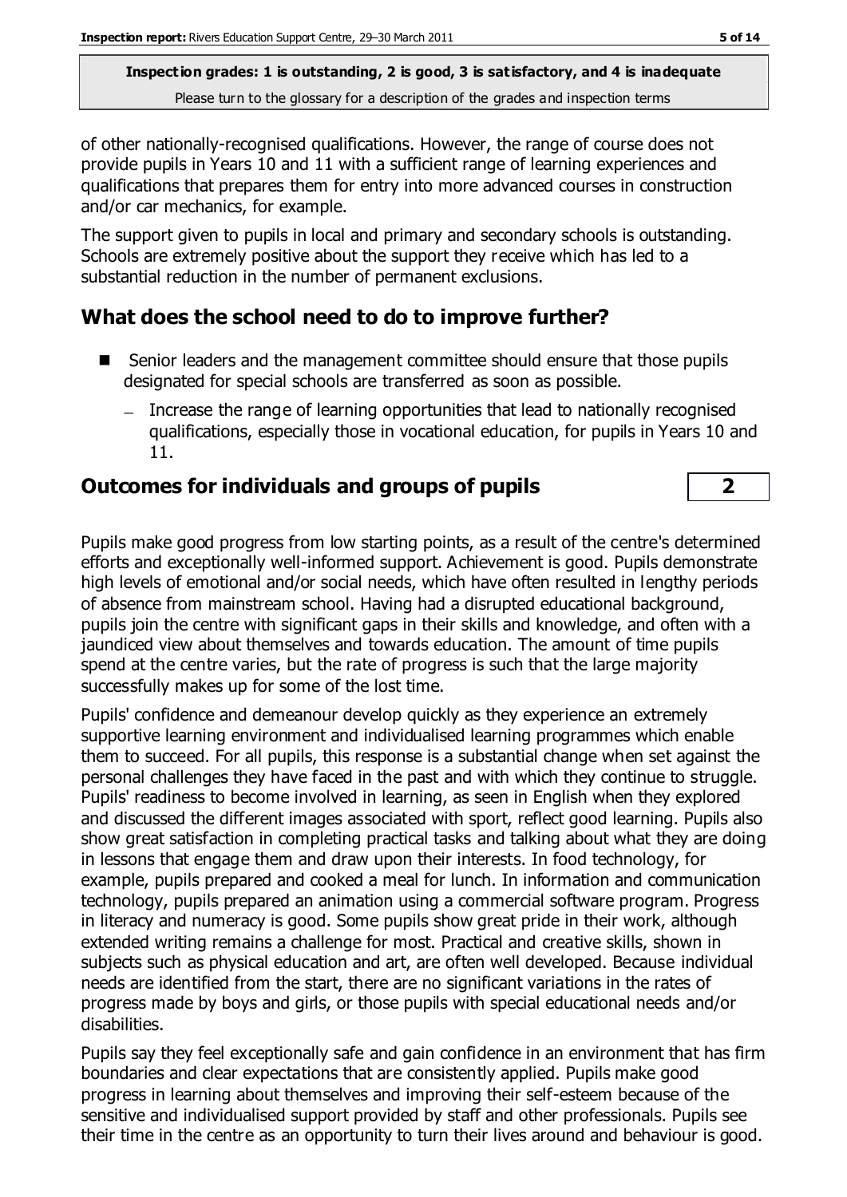of other nationally-recognised qualifications. However, the range of course does not provide pupils in Years 10 and 11 with a sufficient range of learning experiences and qualifications that prepares them for entry into more advanced courses in construction and/or car mechanics, for example.

The support given to pupils in local and primary and secondary schools is outstanding. Schools are extremely positive about the support they receive which has led to a substantial reduction in the number of permanent exclusions.

## What does the school need to do to improve further?

- Senior leaders and the management committee should ensure that those pupils designated for special schools are transferred as soon as possible.
  - Increase the range of learning opportunities that lead to nationally recognised qualifications, especially those in vocational education, for pupils in Years 10 and 11.

## Outcomes for individuals and groups of pupils

| 2 |
|---|

Pupils make good progress from low starting points, as a result of the centre's determined efforts and exceptionally well-informed support. Achievement is good. Pupils demonstrate high levels of emotional and/or social needs, which have often resulted in lengthy periods of absence from mainstream school. Having had a disrupted educational background, pupils join the centre with significant gaps in their skills and knowledge, and often with a jaundiced view about themselves and towards education. The amount of time pupils spend at the centre varies, but the rate of progress is such that the large majority successfully makes up for some of the lost time.

Pupils' confidence and demeanour develop quickly as they experience an extremely supportive learning environment and individualised learning programmes which enable them to succeed. For all pupils, this response is a substantial change when set against the personal challenges they have faced in the past and with which they continue to struggle. Pupils' readiness to become involved in learning, as seen in English when they explored and discussed the different images associated with sport, reflect good learning. Pupils also show great satisfaction in completing practical tasks and talking about what they are doing in lessons that engage them and draw upon their interests. In food technology, for example, pupils prepared and cooked a meal for lunch. In information and communication technology, pupils prepared an animation using a commercial software program. Progress in literacy and numeracy is good. Some pupils show great pride in their work, although extended writing remains a challenge for most. Practical and creative skills, shown in subjects such as physical education and art, are often well developed. Because individual needs are identified from the start, there are no significant variations in the rates of progress made by boys and girls, or those pupils with special educational needs and/or disabilities.

Pupils say they feel exceptionally safe and gain confidence in an environment that has firm boundaries and clear expectations that are consistently applied. Pupils make good progress in learning about themselves and improving their self-esteem because of the sensitive and individualised support provided by staff and other professionals. Pupils see their time in the centre as an opportunity to turn their lives around and behaviour is good.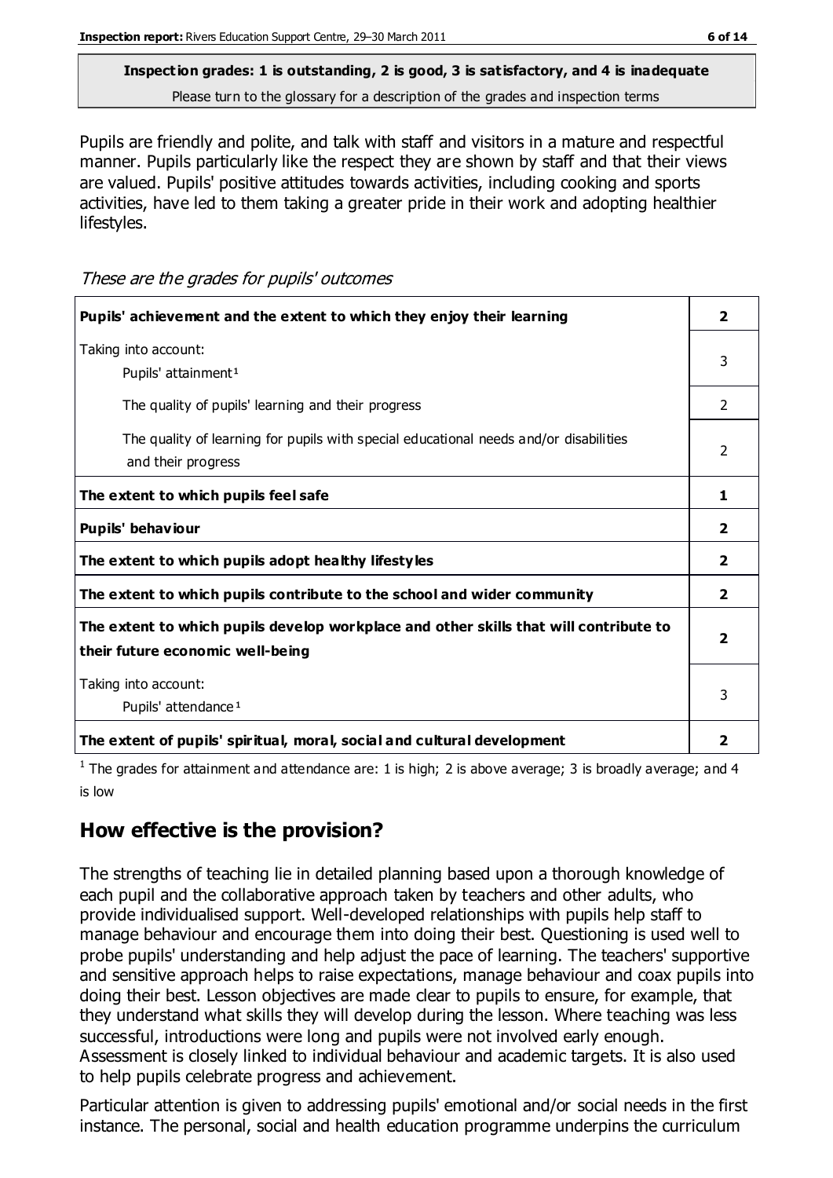**Inspection grades: 1 is outstanding, 2 is good, 3 is satisfactory, and 4 is inadequate**
Please turn to the glossary for a description of the grades and inspection terms

Pupils are friendly and polite, and talk with staff and visitors in a mature and respectful manner. Pupils particularly like the respect they are shown by staff and that their views are valued. Pupils' positive attitudes towards activities, including cooking and sports activities, have led to them taking a greater pride in their work and adopting healthier lifestyles.

*These are the grades for pupils' outcomes*

| | |
|---|---|
| **Pupils' achievement and the extent to which they enjoy their learning** | **2** |
| Taking into account: Pupils' attainment[1] | 3 |
| The quality of pupils' learning and their progress | 2 |
| The quality of learning for pupils with special educational needs and/or disabilities and their progress | 2 |
| **The extent to which pupils feel safe** | **1** |
| **Pupils' behaviour** | **2** |
| **The extent to which pupils adopt healthy lifestyles** | **2** |
| **The extent to which pupils contribute to the school and wider community** | **2** |
| **The extent to which pupils develop workplace and other skills that will contribute to their future economic well-being** | **2** |
| Taking into account: Pupils' attendance[1] | 3 |
| **The extent of pupils' spiritual, moral, social and cultural development** | **2** |

[1] The grades for attainment and attendance are: 1 is high; 2 is above average; 3 is broadly average; and 4 is low

## How effective is the provision?

The strengths of teaching lie in detailed planning based upon a thorough knowledge of each pupil and the collaborative approach taken by teachers and other adults, who provide individualised support. Well-developed relationships with pupils help staff to manage behaviour and encourage them into doing their best. Questioning is used well to probe pupils' understanding and help adjust the pace of learning. The teachers' supportive and sensitive approach helps to raise expectations, manage behaviour and coax pupils into doing their best. Lesson objectives are made clear to pupils to ensure, for example, that they understand what skills they will develop during the lesson. Where teaching was less successful, introductions were long and pupils were not involved early enough. Assessment is closely linked to individual behaviour and academic targets. It is also used to help pupils celebrate progress and achievement.

Particular attention is given to addressing pupils' emotional and/or social needs in the first instance. The personal, social and health education programme underpins the curriculum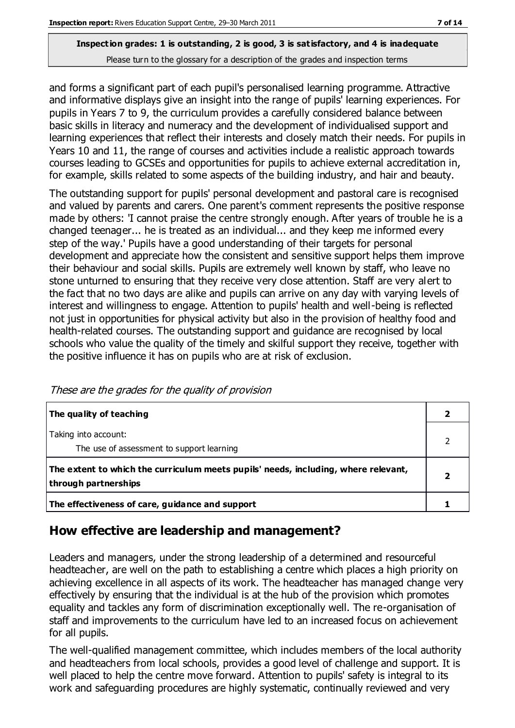and forms a significant part of each pupil's personalised learning programme. Attractive and informative displays give an insight into the range of pupils' learning experiences. For pupils in Years 7 to 9, the curriculum provides a carefully considered balance between basic skills in literacy and numeracy and the development of individualised support and learning experiences that reflect their interests and closely match their needs. For pupils in Years 10 and 11, the range of courses and activities include a realistic approach towards courses leading to GCSEs and opportunities for pupils to achieve external accreditation in, for example, skills related to some aspects of the building industry, and hair and beauty.

The outstanding support for pupils' personal development and pastoral care is recognised and valued by parents and carers. One parent's comment represents the positive response made by others: 'I cannot praise the centre strongly enough. After years of trouble he is a changed teenager... he is treated as an individual... and they keep me informed every step of the way.' Pupils have a good understanding of their targets for personal development and appreciate how the consistent and sensitive support helps them improve their behaviour and social skills. Pupils are extremely well known by staff, who leave no stone unturned to ensuring that they receive very close attention. Staff are very alert to the fact that no two days are alike and pupils can arrive on any day with varying levels of interest and willingness to engage. Attention to pupils' health and well-being is reflected not just in opportunities for physical activity but also in the provision of healthy food and health-related courses. The outstanding support and guidance are recognised by local schools who value the quality of the timely and skilful support they receive, together with the positive influence it has on pupils who are at risk of exclusion.

*These are the grades for the quality of provision*

| | |
|---|---|
| **The quality of teaching** | **2** |
| Taking into account:<br>The use of assessment to support learning | 2 |
| **The extent to which the curriculum meets pupils' needs, including, where relevant, through partnerships** | **2** |
| **The effectiveness of care, guidance and support** | **1** |

## How effective are leadership and management?

Leaders and managers, under the strong leadership of a determined and resourceful headteacher, are well on the path to establishing a centre which places a high priority on achieving excellence in all aspects of its work. The headteacher has managed change very effectively by ensuring that the individual is at the hub of the provision which promotes equality and tackles any form of discrimination exceptionally well. The re-organisation of staff and improvements to the curriculum have led to an increased focus on achievement for all pupils.

The well-qualified management committee, which includes members of the local authority and headteachers from local schools, provides a good level of challenge and support. It is well placed to help the centre move forward. Attention to pupils' safety is integral to its work and safeguarding procedures are highly systematic, continually reviewed and very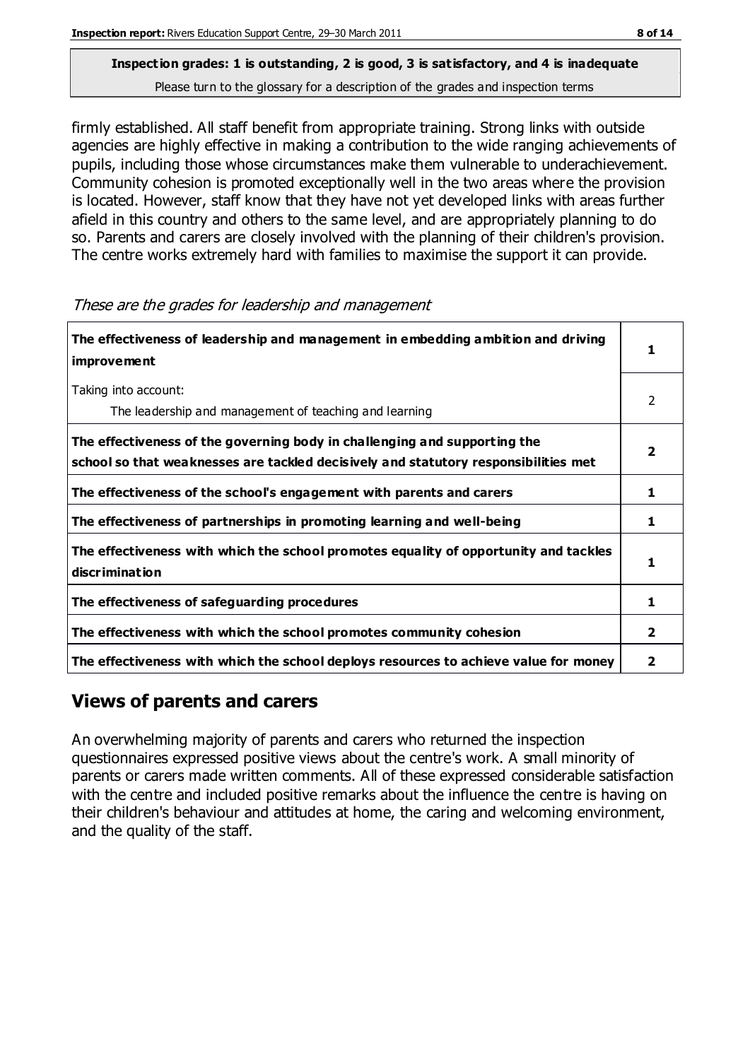**Inspection grades: 1 is outstanding, 2 is good, 3 is satisfactory, and 4 is inadequate**
Please turn to the glossary for a description of the grades and inspection terms

firmly established. All staff benefit from appropriate training. Strong links with outside agencies are highly effective in making a contribution to the wide ranging achievements of pupils, including those whose circumstances make them vulnerable to underachievement. Community cohesion is promoted exceptionally well in the two areas where the provision is located. However, staff know that they have not yet developed links with areas further afield in this country and others to the same level, and are appropriately planning to do so. Parents and carers are closely involved with the planning of their children's provision. The centre works extremely hard with families to maximise the support it can provide.

*These are the grades for leadership and management*

| | |
|---|---|
| **The effectiveness of leadership and management in embedding ambition and driving improvement** | **1** |
| Taking into account:<br>The leadership and management of teaching and learning | 2 |
| **The effectiveness of the governing body in challenging and supporting the school so that weaknesses are tackled decisively and statutory responsibilities met** | **2** |
| **The effectiveness of the school's engagement with parents and carers** | **1** |
| **The effectiveness of partnerships in promoting learning and well-being** | **1** |
| **The effectiveness with which the school promotes equality of opportunity and tackles discrimination** | **1** |
| **The effectiveness of safeguarding procedures** | **1** |
| **The effectiveness with which the school promotes community cohesion** | **2** |
| **The effectiveness with which the school deploys resources to achieve value for money** | **2** |

## Views of parents and carers

An overwhelming majority of parents and carers who returned the inspection questionnaires expressed positive views about the centre's work. A small minority of parents or carers made written comments. All of these expressed considerable satisfaction with the centre and included positive remarks about the influence the centre is having on their children's behaviour and attitudes at home, the caring and welcoming environment, and the quality of the staff.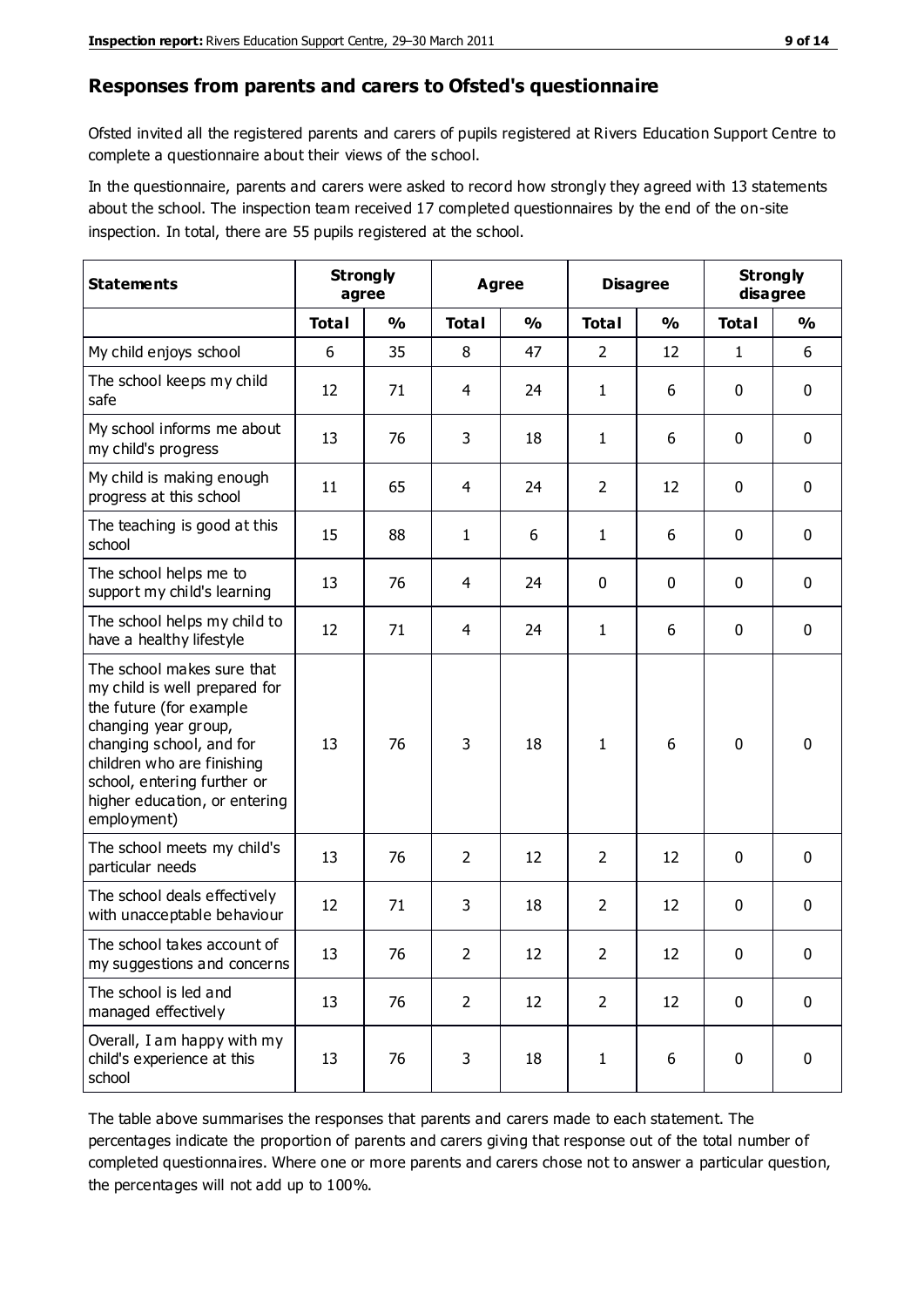## Responses from parents and carers to Ofsted's questionnaire

Ofsted invited all the registered parents and carers of pupils registered at Rivers Education Support Centre to complete a questionnaire about their views of the school.

In the questionnaire, parents and carers were asked to record how strongly they agreed with 13 statements about the school. The inspection team received 17 completed questionnaires by the end of the on-site inspection. In total, there are 55 pupils registered at the school.

| Statements | Strongly agree | | Agree | | Disagree | | Strongly disagree | |
|---|---|---|---|---|---|---|---|---|
| | Total | % | Total | % | Total | % | Total | % |
| My child enjoys school | 6 | 35 | 8 | 47 | 2 | 12 | 1 | 6 |
| The school keeps my child safe | 12 | 71 | 4 | 24 | 1 | 6 | 0 | 0 |
| My school informs me about my child's progress | 13 | 76 | 3 | 18 | 1 | 6 | 0 | 0 |
| My child is making enough progress at this school | 11 | 65 | 4 | 24 | 2 | 12 | 0 | 0 |
| The teaching is good at this school | 15 | 88 | 1 | 6 | 1 | 6 | 0 | 0 |
| The school helps me to support my child's learning | 13 | 76 | 4 | 24 | 0 | 0 | 0 | 0 |
| The school helps my child to have a healthy lifestyle | 12 | 71 | 4 | 24 | 1 | 6 | 0 | 0 |
| The school makes sure that my child is well prepared for the future (for example changing year group, changing school, and for children who are finishing school, entering further or higher education, or entering employment) | 13 | 76 | 3 | 18 | 1 | 6 | 0 | 0 |
| The school meets my child's particular needs | 13 | 76 | 2 | 12 | 2 | 12 | 0 | 0 |
| The school deals effectively with unacceptable behaviour | 12 | 71 | 3 | 18 | 2 | 12 | 0 | 0 |
| The school takes account of my suggestions and concerns | 13 | 76 | 2 | 12 | 2 | 12 | 0 | 0 |
| The school is led and managed effectively | 13 | 76 | 2 | 12 | 2 | 12 | 0 | 0 |
| Overall, I am happy with my child's experience at this school | 13 | 76 | 3 | 18 | 1 | 6 | 0 | 0 |

The table above summarises the responses that parents and carers made to each statement. The percentages indicate the proportion of parents and carers giving that response out of the total number of completed questionnaires. Where one or more parents and carers chose not to answer a particular question, the percentages will not add up to 100%.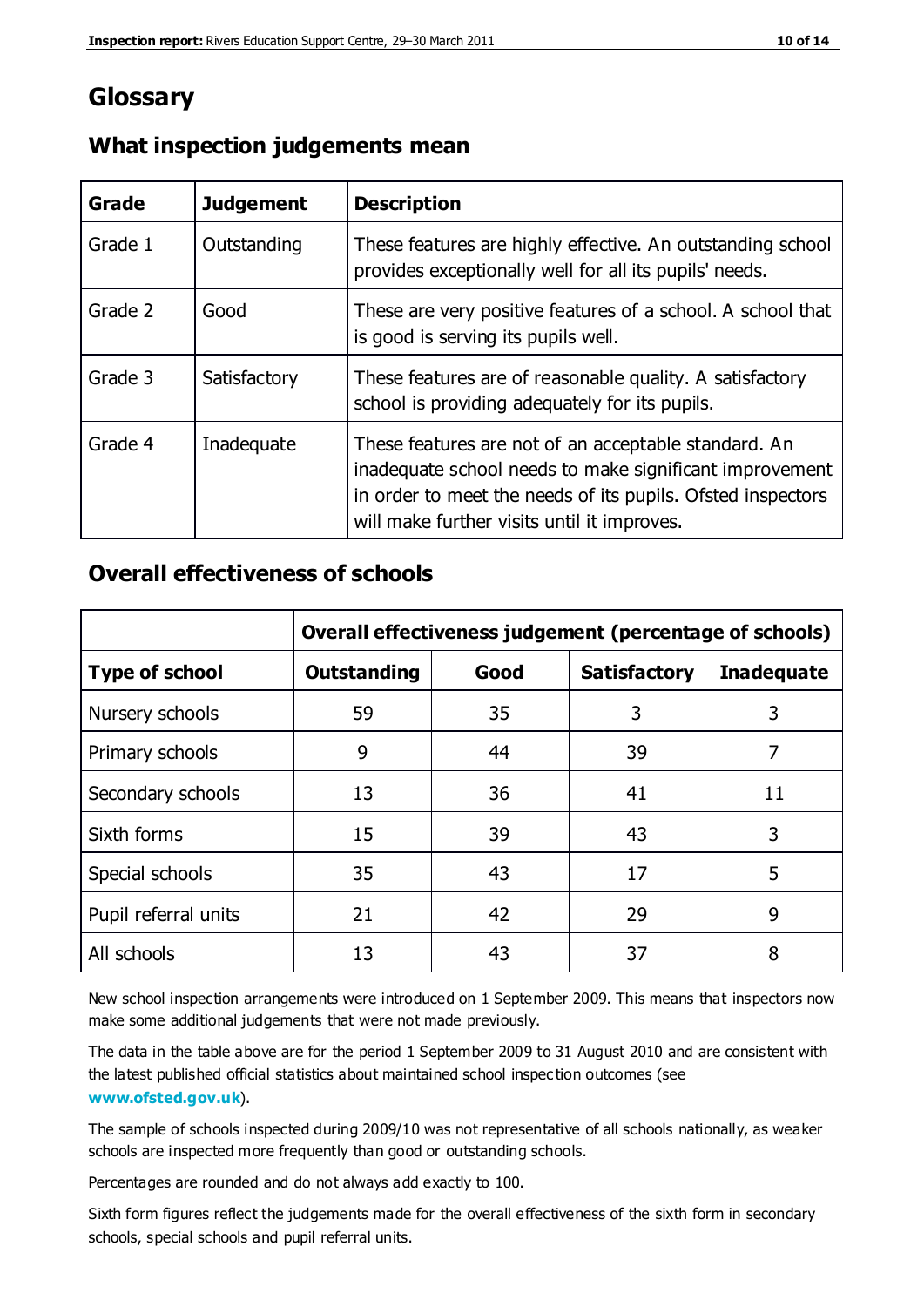# Glossary

## What inspection judgements mean

| Grade | Judgement | Description |
|---|---|---|
| Grade 1 | Outstanding | These features are highly effective. An outstanding school provides exceptionally well for all its pupils' needs. |
| Grade 2 | Good | These are very positive features of a school. A school that is good is serving its pupils well. |
| Grade 3 | Satisfactory | These features are of reasonable quality. A satisfactory school is providing adequately for its pupils. |
| Grade 4 | Inadequate | These features are not of an acceptable standard. An inadequate school needs to make significant improvement in order to meet the needs of its pupils. Ofsted inspectors will make further visits until it improves. |

## Overall effectiveness of schools

| | Overall effectiveness judgement (percentage of schools) | | | |
|---|---|---|---|---|
| **Type of school** | **Outstanding** | **Good** | **Satisfactory** | **Inadequate** |
| Nursery schools | 59 | 35 | 3 | 3 |
| Primary schools | 9 | 44 | 39 | 7 |
| Secondary schools | 13 | 36 | 41 | 11 |
| Sixth forms | 15 | 39 | 43 | 3 |
| Special schools | 35 | 43 | 17 | 5 |
| Pupil referral units | 21 | 42 | 29 | 9 |
| All schools | 13 | 43 | 37 | 8 |

New school inspection arrangements were introduced on 1 September 2009. This means that inspectors now make some additional judgements that were not made previously.

The data in the table above are for the period 1 September 2009 to 31 August 2010 and are consistent with the latest published official statistics about maintained school inspection outcomes (see **www.ofsted.gov.uk**).

The sample of schools inspected during 2009/10 was not representative of all schools nationally, as weaker schools are inspected more frequently than good or outstanding schools.

Percentages are rounded and do not always add exactly to 100.

Sixth form figures reflect the judgements made for the overall effectiveness of the sixth form in secondary schools, special schools and pupil referral units.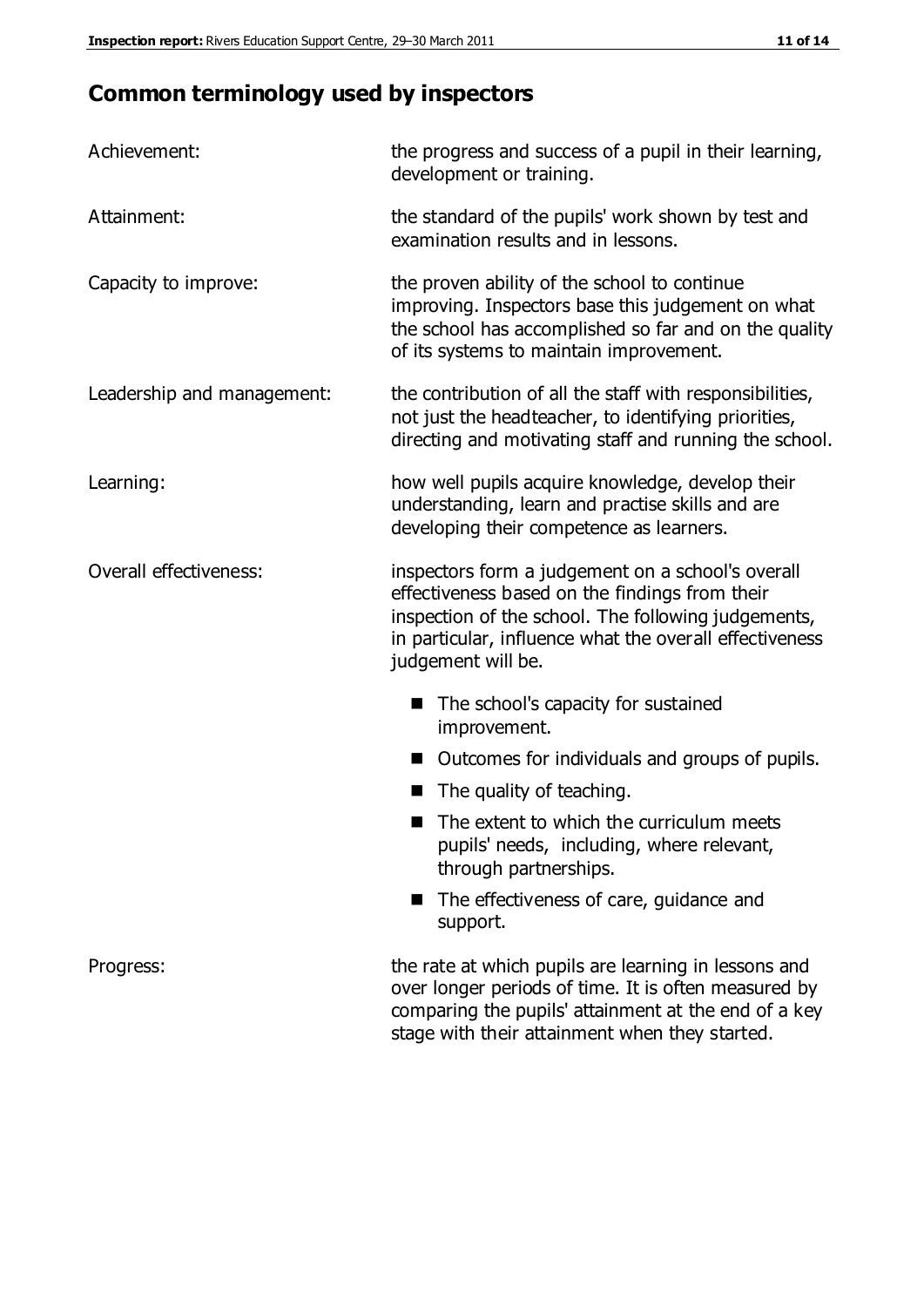## Common terminology used by inspectors

**Achievement:** the progress and success of a pupil in their learning, development or training.

**Attainment:** the standard of the pupils' work shown by test and examination results and in lessons.

**Capacity to improve:** the proven ability of the school to continue improving. Inspectors base this judgement on what the school has accomplished so far and on the quality of its systems to maintain improvement.

**Leadership and management:** the contribution of all the staff with responsibilities, not just the headteacher, to identifying priorities, directing and motivating staff and running the school.

**Learning:** how well pupils acquire knowledge, develop their understanding, learn and practise skills and are developing their competence as learners.

**Overall effectiveness:** inspectors form a judgement on a school's overall effectiveness based on the findings from their inspection of the school. The following judgements, in particular, influence what the overall effectiveness judgement will be.

- The school's capacity for sustained improvement.
- Outcomes for individuals and groups of pupils.
- The quality of teaching.
- The extent to which the curriculum meets pupils' needs, including, where relevant, through partnerships.
- The effectiveness of care, guidance and support.

**Progress:** the rate at which pupils are learning in lessons and over longer periods of time. It is often measured by comparing the pupils' attainment at the end of a key stage with their attainment when they started.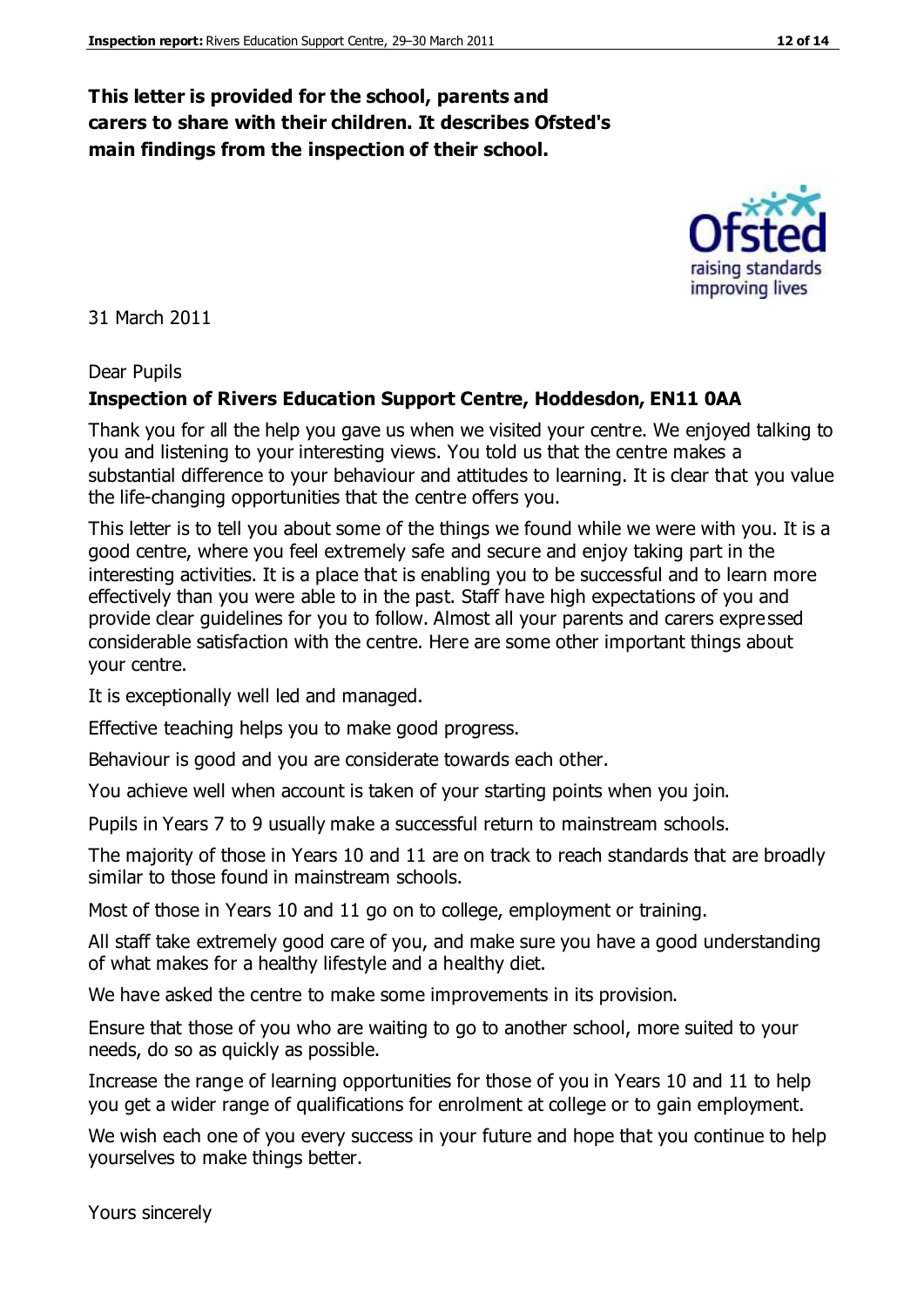**This letter is provided for the school, parents and carers to share with their children. It describes Ofsted's main findings from the inspection of their school.**

31 March 2011

Dear Pupils

**Inspection of Rivers Education Support Centre, Hoddesdon, EN11 0AA**

Thank you for all the help you gave us when we visited your centre. We enjoyed talking to you and listening to your interesting views. You told us that the centre makes a substantial difference to your behaviour and attitudes to learning. It is clear that you value the life-changing opportunities that the centre offers you.

This letter is to tell you about some of the things we found while we were with you. It is a good centre, where you feel extremely safe and secure and enjoy taking part in the interesting activities. It is a place that is enabling you to be successful and to learn more effectively than you were able to in the past. Staff have high expectations of you and provide clear guidelines for you to follow. Almost all your parents and carers expressed considerable satisfaction with the centre. Here are some other important things about your centre.

It is exceptionally well led and managed.

Effective teaching helps you to make good progress.

Behaviour is good and you are considerate towards each other.

You achieve well when account is taken of your starting points when you join.

Pupils in Years 7 to 9 usually make a successful return to mainstream schools.

The majority of those in Years 10 and 11 are on track to reach standards that are broadly similar to those found in mainstream schools.

Most of those in Years 10 and 11 go on to college, employment or training.

All staff take extremely good care of you, and make sure you have a good understanding of what makes for a healthy lifestyle and a healthy diet.

We have asked the centre to make some improvements in its provision.

Ensure that those of you who are waiting to go to another school, more suited to your needs, do so as quickly as possible.

Increase the range of learning opportunities for those of you in Years 10 and 11 to help you get a wider range of qualifications for enrolment at college or to gain employment.

We wish each one of you every success in your future and hope that you continue to help yourselves to make things better.

Yours sincerely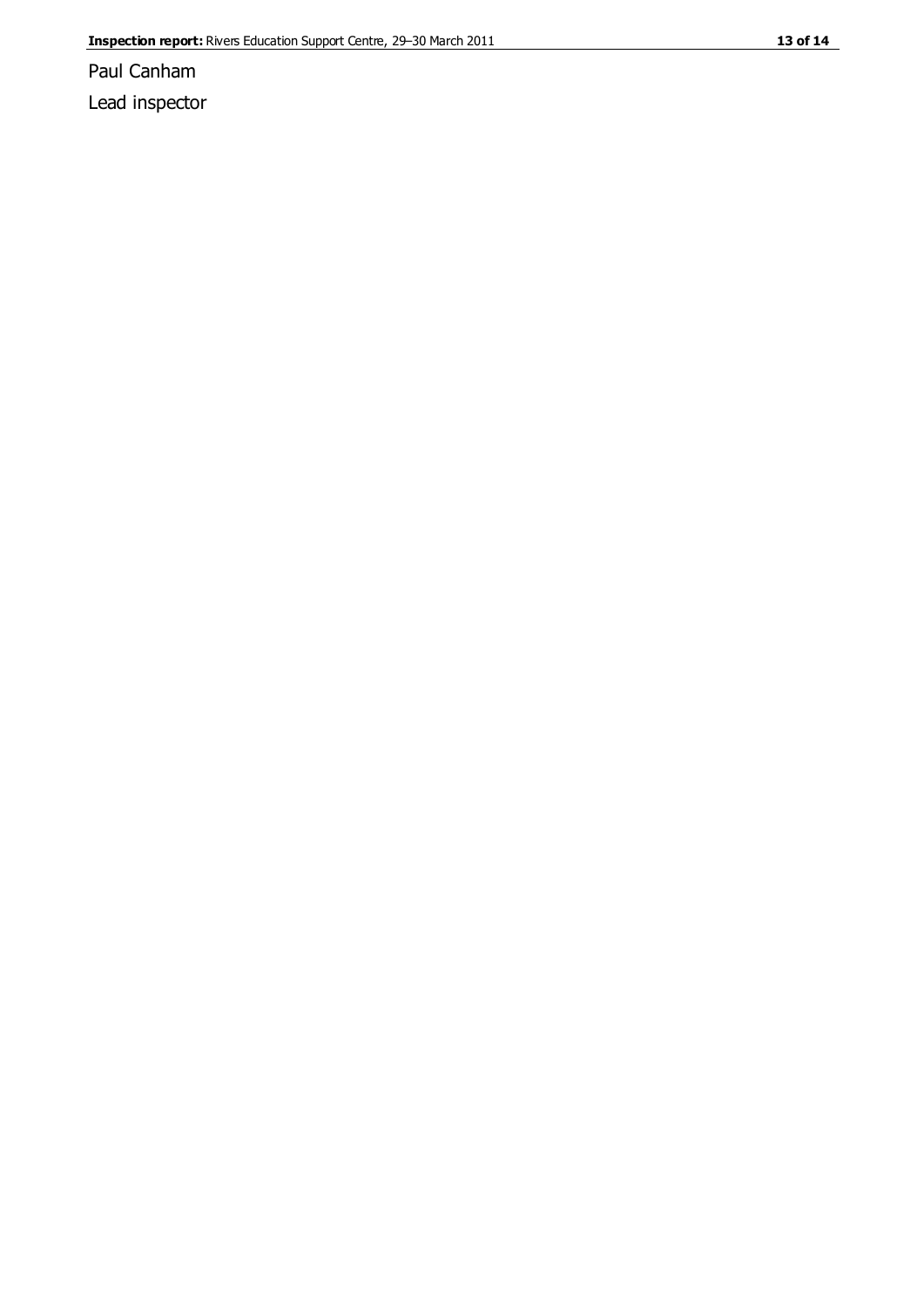Paul Canham

Lead inspector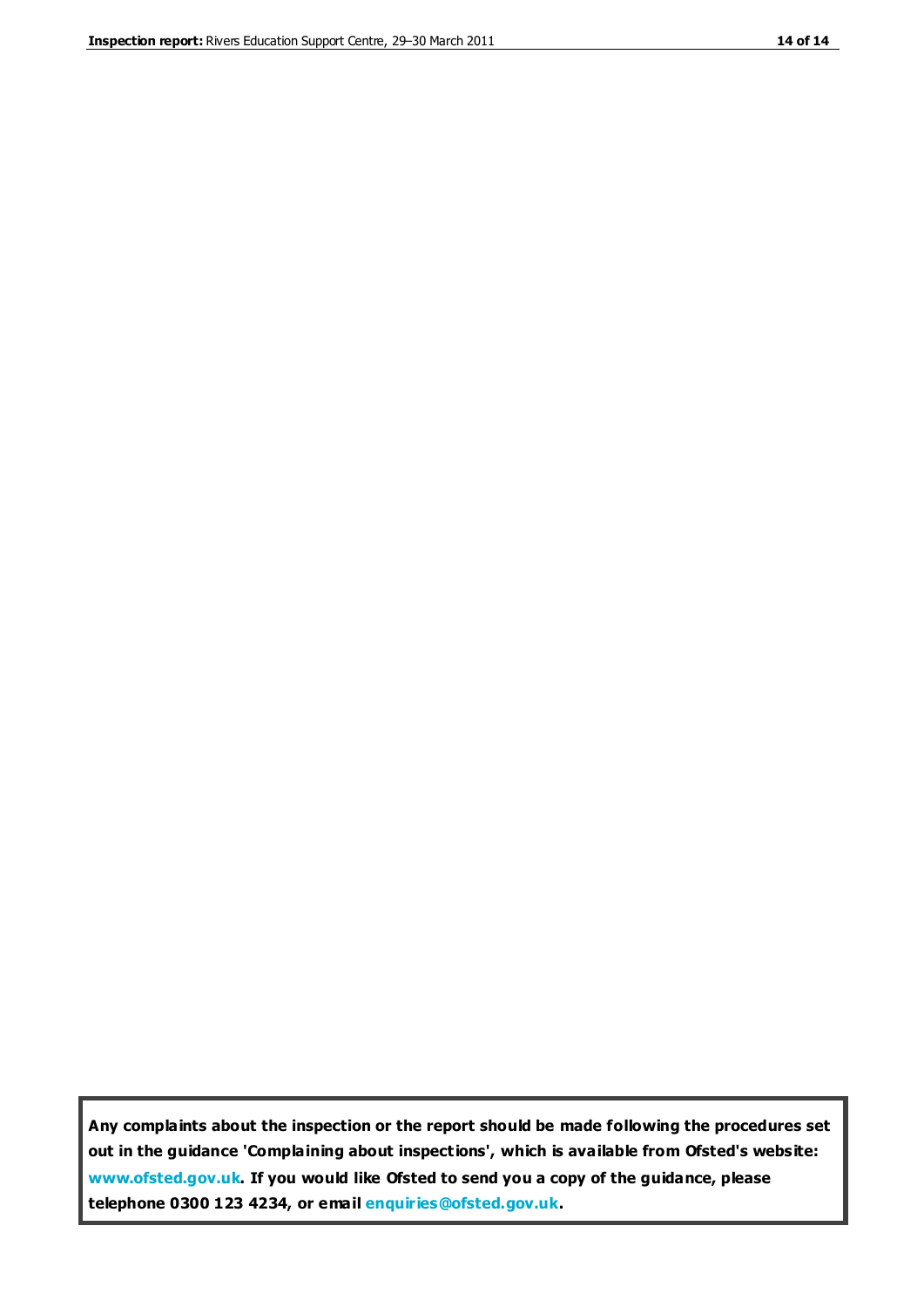**Any complaints about the inspection or the report should be made following the procedures set out in the guidance 'Complaining about inspections', which is available from Ofsted's website: www.ofsted.gov.uk. If you would like Ofsted to send you a copy of the guidance, please telephone 0300 123 4234, or email enquiries@ofsted.gov.uk.**